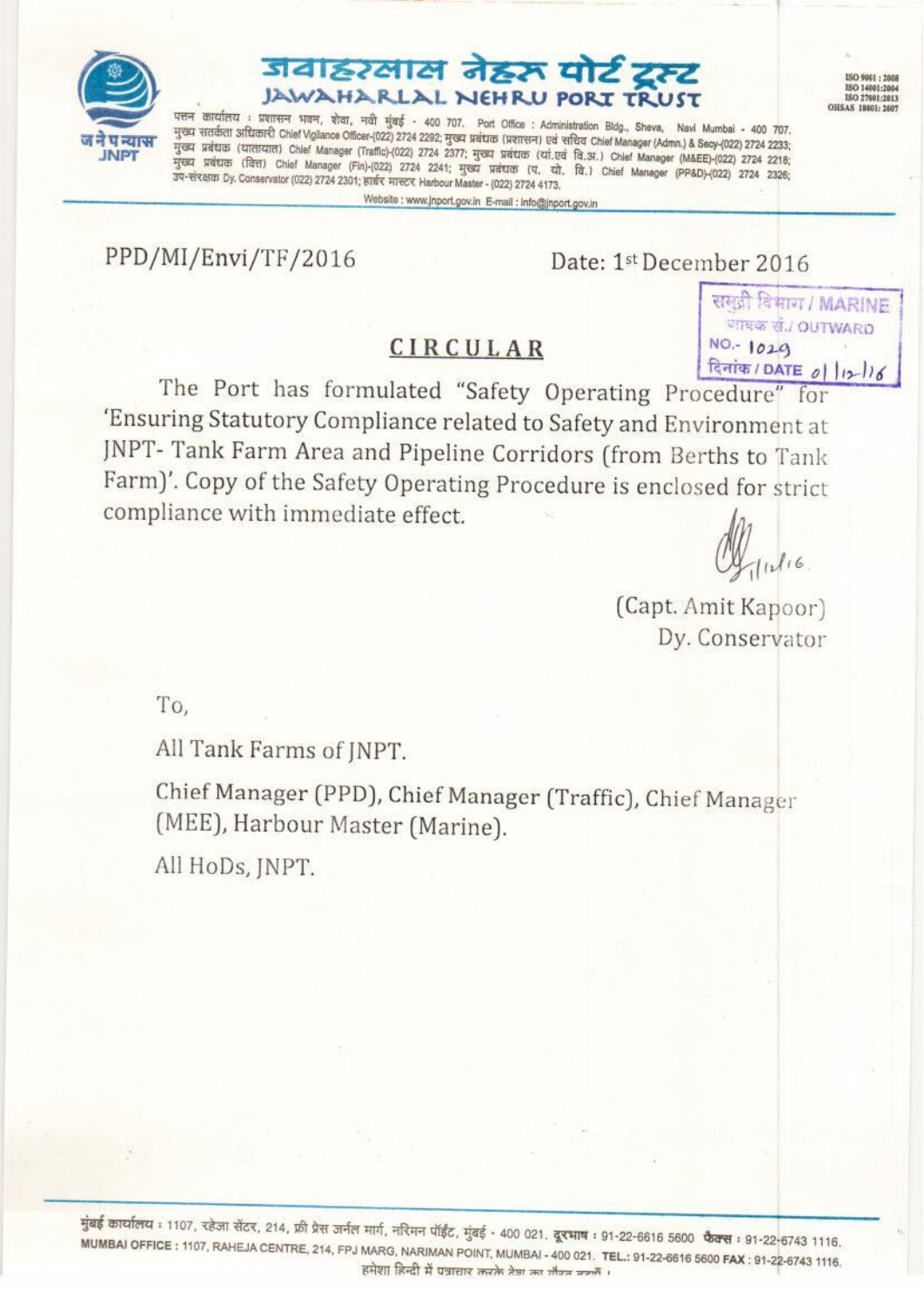# जवाहरलाल नेहरू पोर्ट ट्रस्ट
# JAWAHARLAL NEHRU PORT TRUST

जनेपन्यास
JNPT

ISO 9001 : 2008
ISO 14001:2004
ISO 27001:2013
OHSAS 18001: 2007

पत्तन कार्यालय : प्रशासन भवन, शेवा, नवी मुंबई - 400 707. Port Office : Administration Bldg., Sheva, Navi Mumbai - 400 707.
मुख्य सतर्कता अधिकारी Chief Vigilance Officer-(022) 2724 2292; मुख्य प्रबंधक (प्रशासन) एवं सचिव Chief Manager (Admn.) & Secy-(022) 2724 2233;
मुख्य प्रबंधक (यातायात) Chief Manager (Traffic)-(022) 2724 2377; मुख्य प्रबंधक (यां.एवं वि.अ.) Chief Manager (M&EE)-(022) 2724 2218;
मुख्य प्रबंधक (वित्त) Chief Manager (Fin)-(022) 2724 2241; मुख्य प्रबंधक (प. यो. वि.) Chief Manager (PP&D)-(022) 2724 2326;
उप-संरक्षक Dy. Conservator (022) 2724 2301; हार्बर मास्टर Harbour Master - (022) 2724 4173.
Website : www.jnport.gov.in E-mail : info@jnport.gov.in

PPD/MI/Envi/TF/2016

Date: 1st December 2016

समुद्री विभाग / MARINE
जावक सं./ OUTWARD
NO.- 1029
दिनांक / DATE 01/12/16

## CIRCULAR

The Port has formulated "Safety Operating Procedure" for 'Ensuring Statutory Compliance related to Safety and Environment at JNPT- Tank Farm Area and Pipeline Corridors (from Berths to Tank Farm)'. Copy of the Safety Operating Procedure is enclosed for strict compliance with immediate effect.

1/12/16.

(Capt. Amit Kapoor)
Dy. Conservator

To,

All Tank Farms of JNPT.

Chief Manager (PPD), Chief Manager (Traffic), Chief Manager (MEE), Harbour Master (Marine).

All HoDs, JNPT.

मुंबई कार्यालय : 1107, रहेजा सेंटर, 214, फ्री प्रेस जर्नल मार्ग, नरिमन पॉईंट, मुंबई - 400 021. दूरभाष : 91-22-6616 5600 फैक्स : 91-22-6743 1116.
MUMBAI OFFICE : 1107, RAHEJA CENTRE, 214, FPJ MARG, NARIMAN POINT, MUMBAI - 400 021. TEL.: 91-22-6616 5600 FAX : 91-22-6743 1116.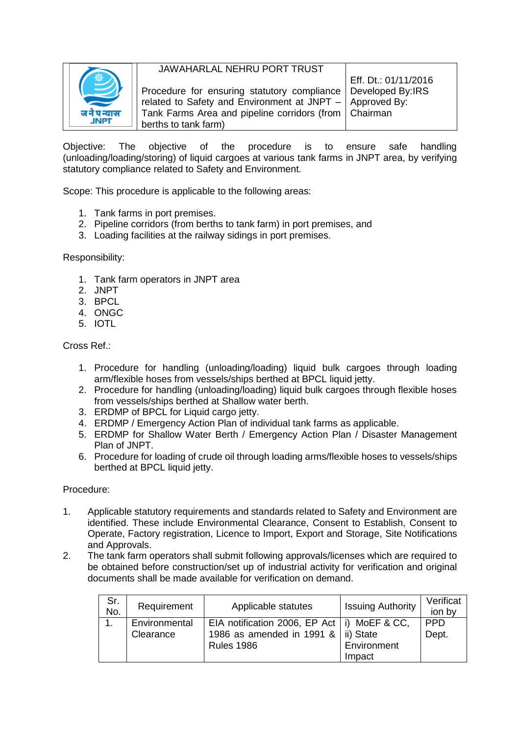| | JAWAHARLAL NEHRU PORT TRUST<br><br>Procedure for ensuring statutory compliance related to Safety and Environment at JNPT – Tank Farms Area and pipeline corridors (from berths to tank farm) | Eff. Dt.: 01/11/2016<br>Developed By:IRS<br>Approved By: Chairman |
|---|---|---|

Objective: The objective of the procedure is to ensure safe handling (unloading/loading/storing) of liquid cargoes at various tank farms in JNPT area, by verifying statutory compliance related to Safety and Environment.

Scope: This procedure is applicable to the following areas:

1. Tank farms in port premises.
2. Pipeline corridors (from berths to tank farm) in port premises, and
3. Loading facilities at the railway sidings in port premises.

Responsibility:

1. Tank farm operators in JNPT area
2. JNPT
3. BPCL
4. ONGC
5. IOTL

Cross Ref.:

1. Procedure for handling (unloading/loading) liquid bulk cargoes through loading arm/flexible hoses from vessels/ships berthed at BPCL liquid jetty.
2. Procedure for handling (unloading/loading) liquid bulk cargoes through flexible hoses from vessels/ships berthed at Shallow water berth.
3. ERDMP of BPCL for Liquid cargo jetty.
4. ERDMP / Emergency Action Plan of individual tank farms as applicable.
5. ERDMP for Shallow Water Berth / Emergency Action Plan / Disaster Management Plan of JNPT.
6. Procedure for loading of crude oil through loading arms/flexible hoses to vessels/ships berthed at BPCL liquid jetty.

Procedure:

1. Applicable statutory requirements and standards related to Safety and Environment are identified. These include Environmental Clearance, Consent to Establish, Consent to Operate, Factory registration, Licence to Import, Export and Storage, Site Notifications and Approvals.
2. The tank farm operators shall submit following approvals/licenses which are required to be obtained before construction/set up of industrial activity for verification and original documents shall be made available for verification on demand.

| Sr. No. | Requirement | Applicable statutes | Issuing Authority | Verification by |
|---|---|---|---|---|
| 1. | Environmental Clearance | EIA notification 2006, EP Act 1986 as amended in 1991 & Rules 1986 | i) MoEF & CC,<br>ii) State Environment Impact | PPD Dept. |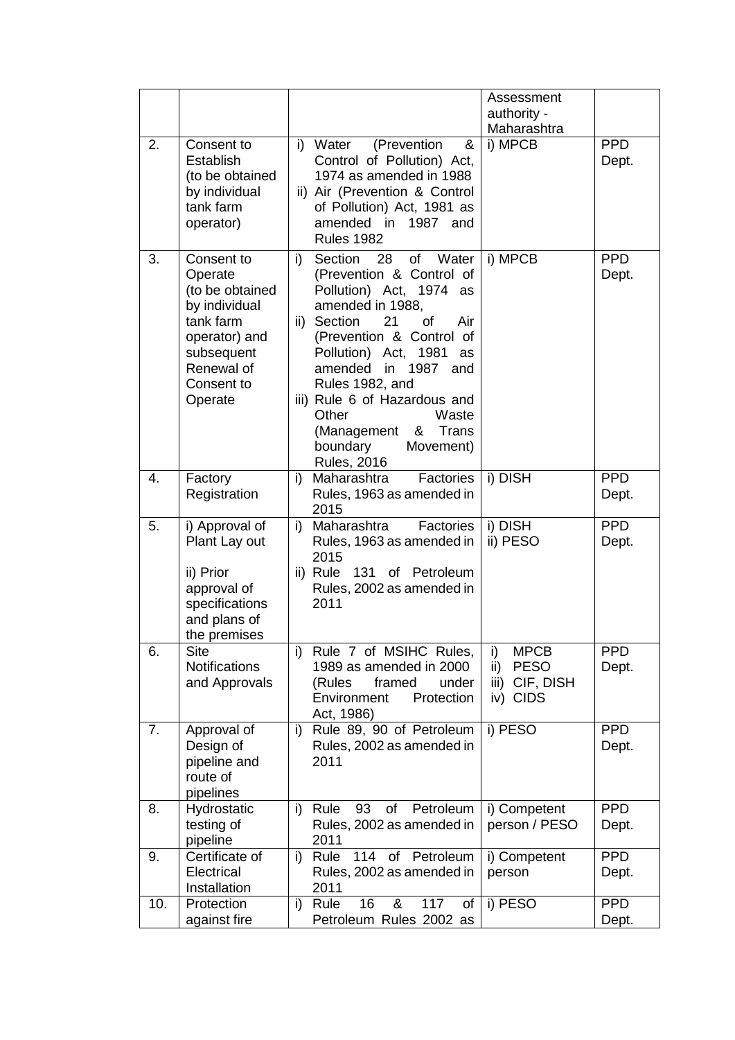| | | | Assessment authority - Maharashtra | |
|---|---|---|---|---|
| 2. | Consent to Establish (to be obtained by individual tank farm operator) | i) Water (Prevention & Control of Pollution) Act, 1974 as amended in 1988<br>ii) Air (Prevention & Control of Pollution) Act, 1981 as amended in 1987 and Rules 1982 | i) MPCB | PPD Dept. |
| 3. | Consent to Operate (to be obtained by individual tank farm operator) and subsequent Renewal of Consent to Operate | i) Section 28 of Water (Prevention & Control of Pollution) Act, 1974 as amended in 1988,<br>ii) Section 21 of Air (Prevention & Control of Pollution) Act, 1981 as amended in 1987 and Rules 1982, and<br>iii) Rule 6 of Hazardous and Other Waste (Management & Trans boundary Movement) Rules, 2016 | i) MPCB | PPD Dept. |
| 4. | Factory Registration | i) Maharashtra Factories Rules, 1963 as amended in 2015 | i) DISH | PPD Dept. |
| 5. | i) Approval of Plant Lay out<br><br>ii) Prior approval of specifications and plans of the premises | i) Maharashtra Factories Rules, 1963 as amended in 2015<br>ii) Rule 131 of Petroleum Rules, 2002 as amended in 2011 | i) DISH<br>ii) PESO | PPD Dept. |
| 6. | Site Notifications and Approvals | i) Rule 7 of MSIHC Rules, 1989 as amended in 2000 (Rules framed under Environment Protection Act, 1986) | i) MPCB<br>ii) PESO<br>iii) CIF, DISH<br>iv) CIDS | PPD Dept. |
| 7. | Approval of Design of pipeline and route of pipelines | i) Rule 89, 90 of Petroleum Rules, 2002 as amended in 2011 | i) PESO | PPD Dept. |
| 8. | Hydrostatic testing of pipeline | i) Rule 93 of Petroleum Rules, 2002 as amended in 2011 | i) Competent person / PESO | PPD Dept. |
| 9. | Certificate of Electrical Installation | i) Rule 114 of Petroleum Rules, 2002 as amended in 2011 | i) Competent person | PPD Dept. |
| 10. | Protection against fire | i) Rule 16 & 117 of Petroleum Rules 2002 as | i) PESO | PPD Dept. |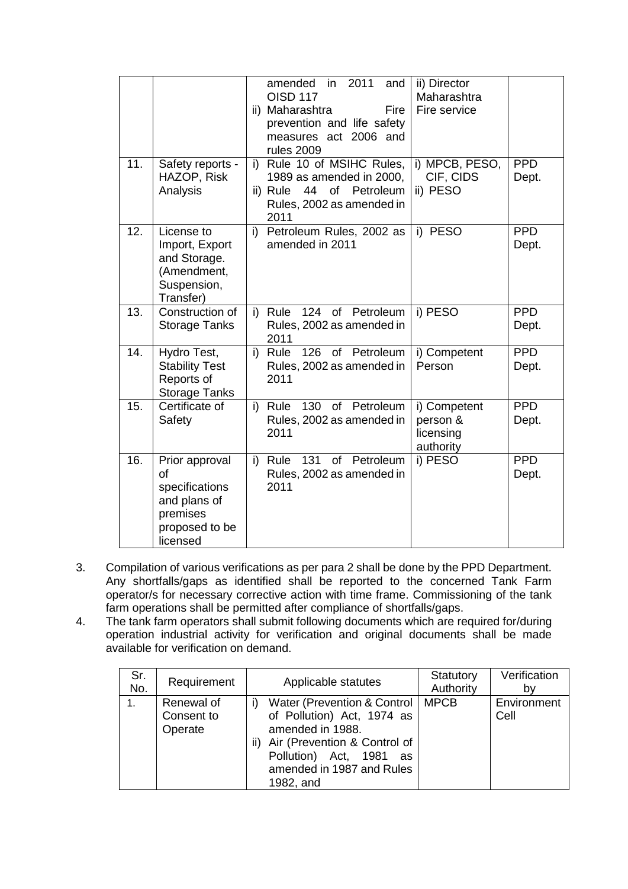| | | | | |
|---|---|---|---|---|
| | | amended in 2011 and OISD 117<br>ii) Maharashtra Fire prevention and life safety measures act 2006 and rules 2009 | ii) Director Maharashtra Fire service | |
| 11. | Safety reports - HAZOP, Risk Analysis | i) Rule 10 of MSIHC Rules, 1989 as amended in 2000,<br>ii) Rule 44 of Petroleum Rules, 2002 as amended in 2011 | i) MPCB, PESO, CIF, CIDS<br>ii) PESO | PPD Dept. |
| 12. | License to Import, Export and Storage. (Amendment, Suspension, Transfer) | i) Petroleum Rules, 2002 as amended in 2011 | i) PESO | PPD Dept. |
| 13. | Construction of Storage Tanks | i) Rule 124 of Petroleum Rules, 2002 as amended in 2011 | i) PESO | PPD Dept. |
| 14. | Hydro Test, Stability Test Reports of Storage Tanks | i) Rule 126 of Petroleum Rules, 2002 as amended in 2011 | i) Competent Person | PPD Dept. |
| 15. | Certificate of Safety | i) Rule 130 of Petroleum Rules, 2002 as amended in 2011 | i) Competent person & licensing authority | PPD Dept. |
| 16. | Prior approval of specifications and plans of premises proposed to be licensed | i) Rule 131 of Petroleum Rules, 2002 as amended in 2011 | i) PESO | PPD Dept. |

3. Compilation of various verifications as per para 2 shall be done by the PPD Department. Any shortfalls/gaps as identified shall be reported to the concerned Tank Farm operator/s for necessary corrective action with time frame. Commissioning of the tank farm operations shall be permitted after compliance of shortfalls/gaps.
4. The tank farm operators shall submit following documents which are required for/during operation industrial activity for verification and original documents shall be made available for verification on demand.

| Sr. No. | Requirement | Applicable statutes | Statutory Authority | Verification by |
|---|---|---|---|---|
| 1. | Renewal of Consent to Operate | i) Water (Prevention & Control of Pollution) Act, 1974 as amended in 1988.<br>ii) Air (Prevention & Control of Pollution) Act, 1981 as amended in 1987 and Rules 1982, and | MPCB | Environment Cell |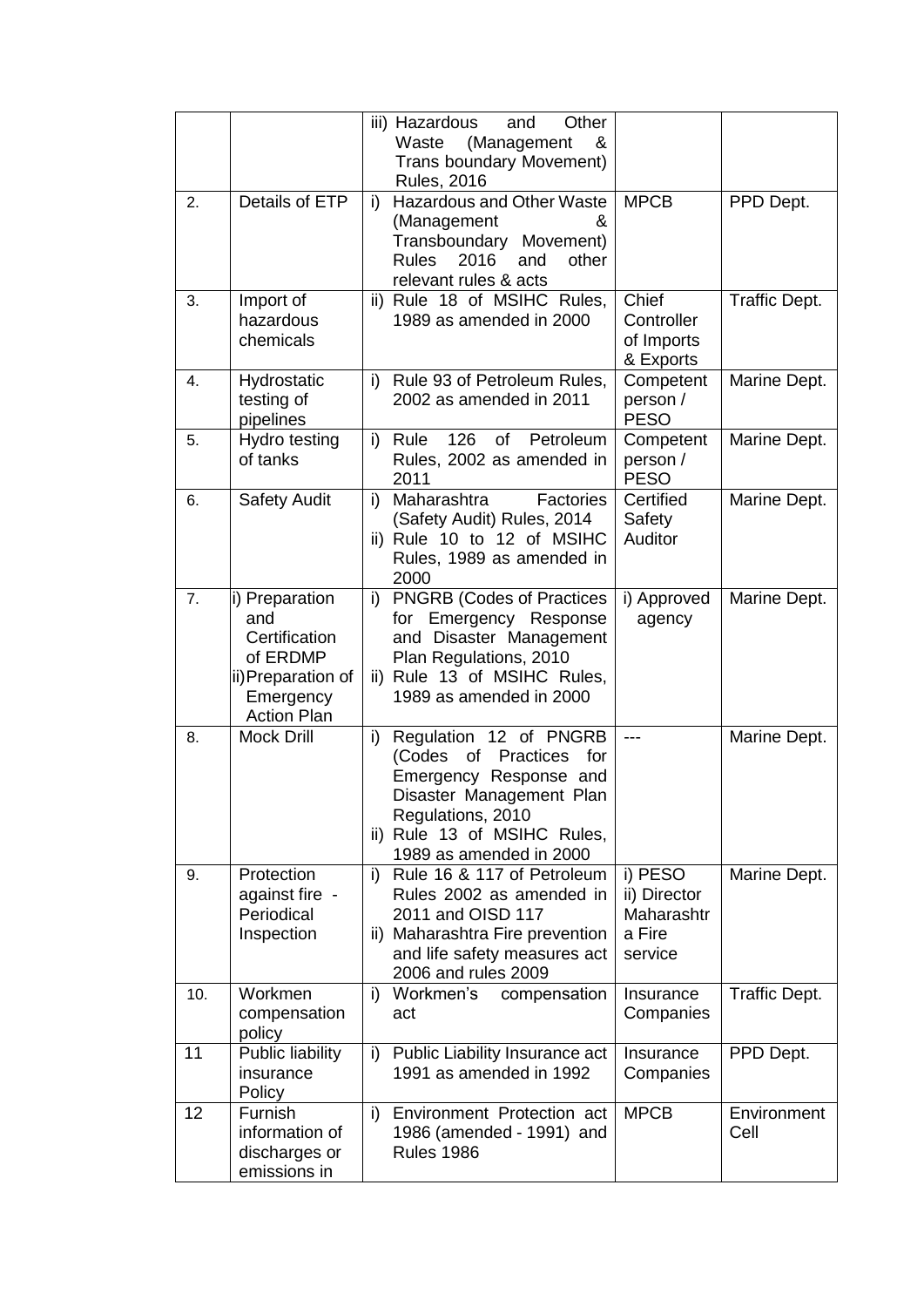| | | | | |
|---|---|---|---|---|
| | | iii) Hazardous and Other Waste (Management & Trans boundary Movement) Rules, 2016 | | |
| 2. | Details of ETP | i) Hazardous and Other Waste (Management & Transboundary Movement) Rules 2016 and other relevant rules & acts | MPCB | PPD Dept. |
| 3. | Import of hazardous chemicals | ii) Rule 18 of MSIHC Rules, 1989 as amended in 2000 | Chief Controller of Imports & Exports | Traffic Dept. |
| 4. | Hydrostatic testing of pipelines | i) Rule 93 of Petroleum Rules, 2002 as amended in 2011 | Competent person / PESO | Marine Dept. |
| 5. | Hydro testing of tanks | i) Rule 126 of Petroleum Rules, 2002 as amended in 2011 | Competent person / PESO | Marine Dept. |
| 6. | Safety Audit | i) Maharashtra Factories (Safety Audit) Rules, 2014<br>ii) Rule 10 to 12 of MSIHC Rules, 1989 as amended in 2000 | Certified Safety Auditor | Marine Dept. |
| 7. | i) Preparation and Certification of ERDMP<br>ii) Preparation of Emergency Action Plan | i) PNGRB (Codes of Practices for Emergency Response and Disaster Management Plan Regulations, 2010<br>ii) Rule 13 of MSIHC Rules, 1989 as amended in 2000 | i) Approved agency | Marine Dept. |
| 8. | Mock Drill | i) Regulation 12 of PNGRB (Codes of Practices for Emergency Response and Disaster Management Plan Regulations, 2010<br>ii) Rule 13 of MSIHC Rules, 1989 as amended in 2000 | --- | Marine Dept. |
| 9. | Protection against fire - Periodical Inspection | i) Rule 16 & 117 of Petroleum Rules 2002 as amended in 2011 and OISD 117<br>ii) Maharashtra Fire prevention and life safety measures act 2006 and rules 2009 | i) PESO<br>ii) Director Maharashtra Fire service | Marine Dept. |
| 10. | Workmen compensation policy | i) Workmen's compensation act | Insurance Companies | Traffic Dept. |
| 11 | Public liability insurance Policy | i) Public Liability Insurance act 1991 as amended in 1992 | Insurance Companies | PPD Dept. |
| 12 | Furnish information of discharges or emissions in | i) Environment Protection act 1986 (amended - 1991) and Rules 1986 | MPCB | Environment Cell |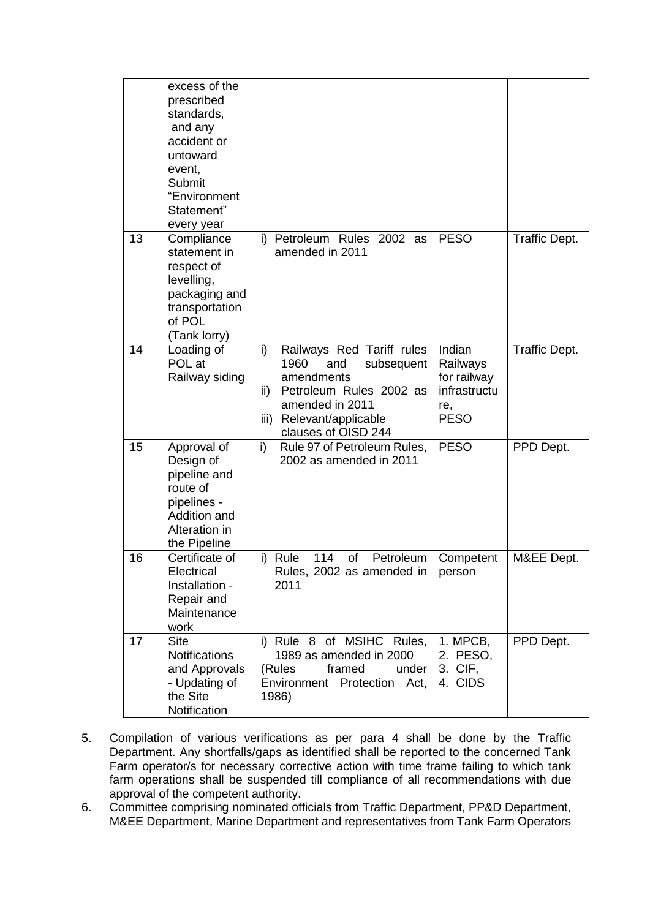|  | excess of the prescribed standards, and any accident or untoward event, Submit "Environment Statement" every year |  |  |  |
|---|---|---|---|---|
| 13 | Compliance statement in respect of levelling, packaging and transportation of POL (Tank lorry) | i) Petroleum Rules 2002 as amended in 2011 | PESO | Traffic Dept. |
| 14 | Loading of POL at Railway siding | i) Railways Red Tariff rules 1960 and subsequent amendments<br>ii) Petroleum Rules 2002 as amended in 2011<br>iii) Relevant/applicable clauses of OISD 244 | Indian Railways for railway infrastructure, PESO | Traffic Dept. |
| 15 | Approval of Design of pipeline and route of pipelines - Addition and Alteration in the Pipeline | i) Rule 97 of Petroleum Rules, 2002 as amended in 2011 | PESO | PPD Dept. |
| 16 | Certificate of Electrical Installation - Repair and Maintenance work | i) Rule 114 of Petroleum Rules, 2002 as amended in 2011 | Competent person | M&EE Dept. |
| 17 | Site Notifications and Approvals - Updating of the Site Notification | i) Rule 8 of MSIHC Rules, 1989 as amended in 2000 (Rules framed under Environment Protection Act, 1986) | 1. MPCB,<br>2. PESO,<br>3. CIF,<br>4. CIDS | PPD Dept. |

5. Compilation of various verifications as per para 4 shall be done by the Traffic Department. Any shortfalls/gaps as identified shall be reported to the concerned Tank Farm operator/s for necessary corrective action with time frame failing to which tank farm operations shall be suspended till compliance of all recommendations with due approval of the competent authority.
6. Committee comprising nominated officials from Traffic Department, PP&D Department, M&EE Department, Marine Department and representatives from Tank Farm Operators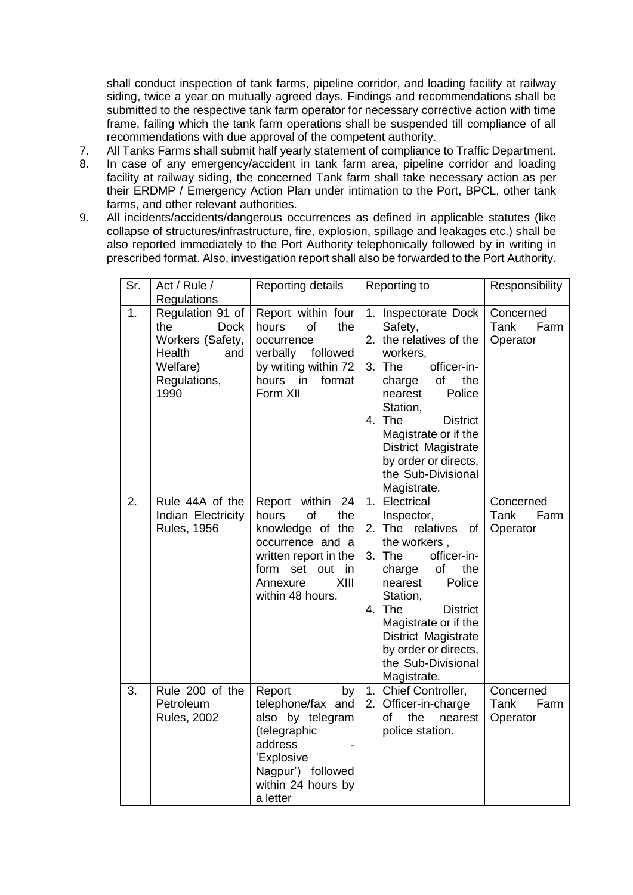shall conduct inspection of tank farms, pipeline corridor, and loading facility at railway siding, twice a year on mutually agreed days. Findings and recommendations shall be submitted to the respective tank farm operator for necessary corrective action with time frame, failing which the tank farm operations shall be suspended till compliance of all recommendations with due approval of the competent authority.

7. All Tanks Farms shall submit half yearly statement of compliance to Traffic Department.
8. In case of any emergency/accident in tank farm area, pipeline corridor and loading facility at railway siding, the concerned Tank farm shall take necessary action as per their ERDMP / Emergency Action Plan under intimation to the Port, BPCL, other tank farms, and other relevant authorities.
9. All incidents/accidents/dangerous occurrences as defined in applicable statutes (like collapse of structures/infrastructure, fire, explosion, spillage and leakages etc.) shall be also reported immediately to the Port Authority telephonically followed by in writing in prescribed format. Also, investigation report shall also be forwarded to the Port Authority.

| Sr. | Act / Rule / Regulations | Reporting details | Reporting to | Responsibility |
|---|---|---|---|---|
| 1. | Regulation 91 of the Dock Workers (Safety, Health and Welfare) Regulations, 1990 | Report within four hours of the occurrence verbally followed by writing within 72 hours in format Form XII | 1. Inspectorate Dock Safety, 2. the relatives of the workers, 3. The officer-in-charge of the nearest Police Station, 4. The District Magistrate or if the District Magistrate by order or directs, the Sub-Divisional Magistrate. | Concerned Tank Farm Operator |
| 2. | Rule 44A of the Indian Electricity Rules, 1956 | Report within 24 hours of the knowledge of the occurrence and a written report in the form set out in Annexure XIII within 48 hours. | 1. Electrical Inspector, 2. The relatives of the workers , 3. The officer-in-charge of the nearest Police Station, 4. The District Magistrate or if the District Magistrate by order or directs, the Sub-Divisional Magistrate. | Concerned Tank Farm Operator |
| 3. | Rule 200 of the Petroleum Rules, 2002 | Report by telephone/fax and also by telegram (telegraphic address - 'Explosive Nagpur') followed within 24 hours by a letter | 1. Chief Controller, 2. Officer-in-charge of the nearest police station. | Concerned Tank Farm Operator |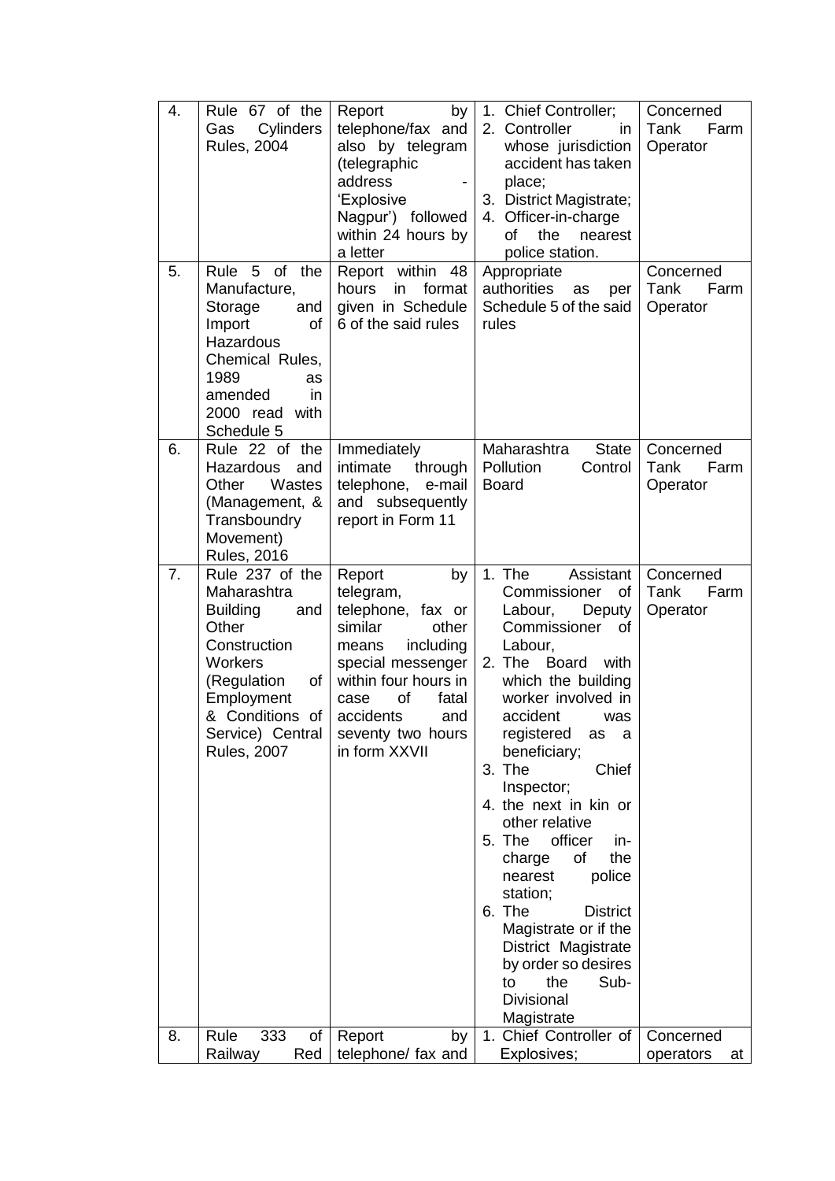| 4. | Rule 67 of the Gas Cylinders Rules, 2004 | Report by telephone/fax and also by telegram (telegraphic address - 'Explosive Nagpur') followed within 24 hours by a letter | 1. Chief Controller;<br>2. Controller in whose jurisdiction accident has taken place;<br>3. District Magistrate;<br>4. Officer-in-charge of the nearest police station. | Concerned Tank Farm Operator |
|---|---|---|---|---|
| 5. | Rule 5 of the Manufacture, Storage and Import of Hazardous Chemical Rules, 1989 as amended in 2000 read with Schedule 5 | Report within 48 hours in format given in Schedule 6 of the said rules | Appropriate authorities as per Schedule 5 of the said rules | Concerned Tank Farm Operator |
| 6. | Rule 22 of the Hazardous and Other Wastes (Management, & Transboundry Movement) Rules, 2016 | Immediately intimate through telephone, e-mail and subsequently report in Form 11 | Maharashtra State Pollution Control Board | Concerned Tank Farm Operator |
| 7. | Rule 237 of the Maharashtra Building and Other Construction Workers (Regulation of Employment & Conditions of Service) Central Rules, 2007 | Report by telegram, telephone, fax or similar other means including special messenger within four hours in case of fatal accidents and seventy two hours in form XXVII | 1. The Assistant Commissioner of Labour, Deputy Commissioner of Labour,<br>2. The Board with which the building worker involved in accident was registered as a beneficiary;<br>3. The Chief Inspector;<br>4. the next in kin or other relative<br>5. The officer in-charge of the nearest police station;<br>6. The District Magistrate or if the District Magistrate by order so desires to the Sub-Divisional Magistrate | Concerned Tank Farm Operator |
| 8. | Rule 333 of Railway Red | Report by telephone/ fax and | 1. Chief Controller of Explosives; | Concerned operators at |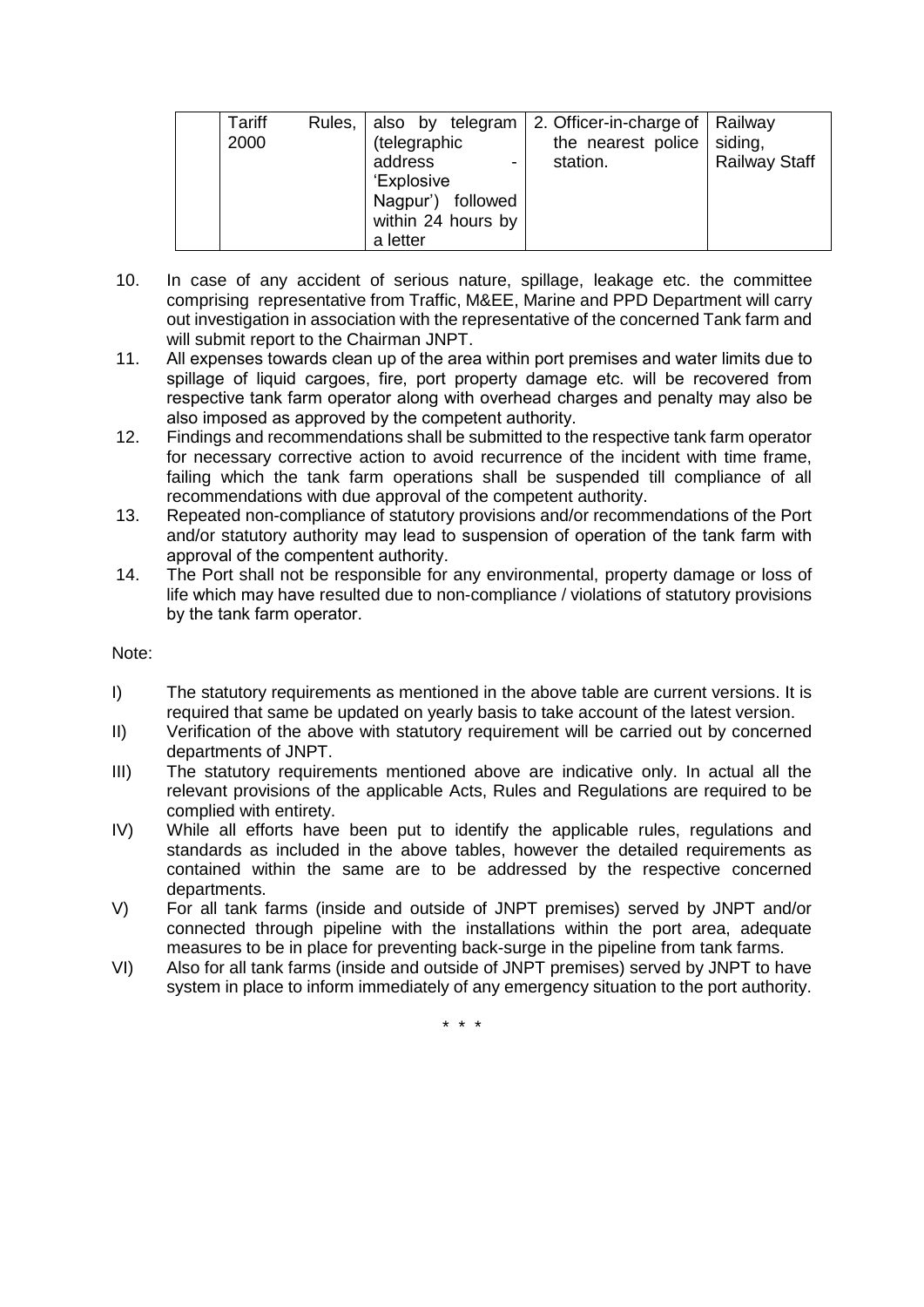| | Tariff Rules, 2000 | also by telegram (telegraphic address - 'Explosive Nagpur') followed within 24 hours by a letter | 2. Officer-in-charge of the nearest police station. | Railway siding, Railway Staff |
|---|---|---|---|---|

10. In case of any accident of serious nature, spillage, leakage etc. the committee comprising representative from Traffic, M&EE, Marine and PPD Department will carry out investigation in association with the representative of the concerned Tank farm and will submit report to the Chairman JNPT.
11. All expenses towards clean up of the area within port premises and water limits due to spillage of liquid cargoes, fire, port property damage etc. will be recovered from respective tank farm operator along with overhead charges and penalty may also be also imposed as approved by the competent authority.
12. Findings and recommendations shall be submitted to the respective tank farm operator for necessary corrective action to avoid recurrence of the incident with time frame, failing which the tank farm operations shall be suspended till compliance of all recommendations with due approval of the competent authority.
13. Repeated non-compliance of statutory provisions and/or recommendations of the Port and/or statutory authority may lead to suspension of operation of the tank farm with approval of the compentent authority.
14. The Port shall not be responsible for any environmental, property damage or loss of life which may have resulted due to non-compliance / violations of statutory provisions by the tank farm operator.

Note:

I) The statutory requirements as mentioned in the above table are current versions. It is required that same be updated on yearly basis to take account of the latest version.

II) Verification of the above with statutory requirement will be carried out by concerned departments of JNPT.

III) The statutory requirements mentioned above are indicative only. In actual all the relevant provisions of the applicable Acts, Rules and Regulations are required to be complied with entirety.

IV) While all efforts have been put to identify the applicable rules, regulations and standards as included in the above tables, however the detailed requirements as contained within the same are to be addressed by the respective concerned departments.

V) For all tank farms (inside and outside of JNPT premises) served by JNPT and/or connected through pipeline with the installations within the port area, adequate measures to be in place for preventing back-surge in the pipeline from tank farms.

VI) Also for all tank farms (inside and outside of JNPT premises) served by JNPT to have system in place to inform immediately of any emergency situation to the port authority.

\* \* \*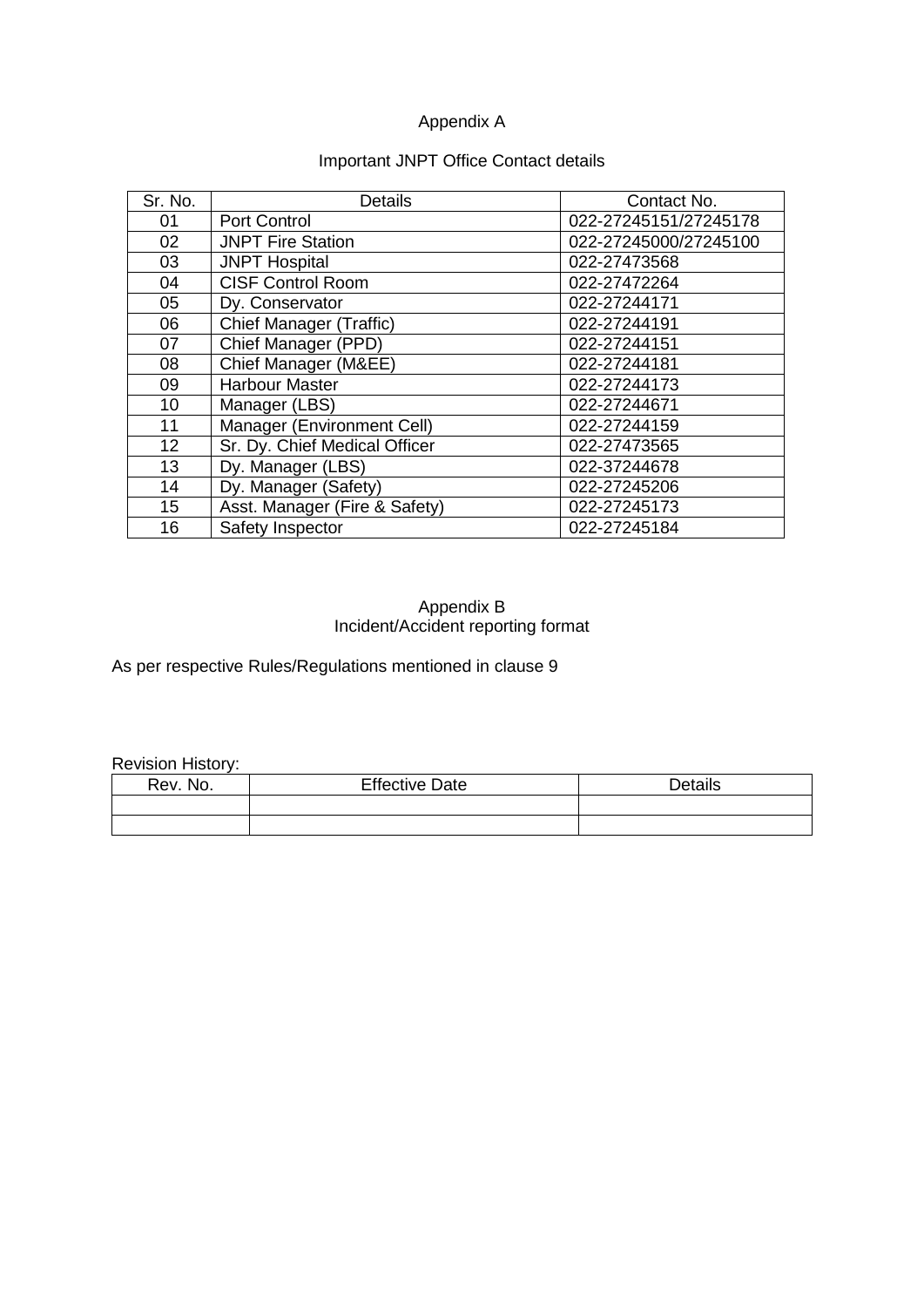# Appendix A

## Important JNPT Office Contact details

| Sr. No. | Details | Contact No. |
|---|---|---|
| 01 | Port Control | 022-27245151/27245178 |
| 02 | JNPT Fire Station | 022-27245000/27245100 |
| 03 | JNPT Hospital | 022-27473568 |
| 04 | CISF Control Room | 022-27472264 |
| 05 | Dy. Conservator | 022-27244171 |
| 06 | Chief Manager (Traffic) | 022-27244191 |
| 07 | Chief Manager (PPD) | 022-27244151 |
| 08 | Chief Manager (M&EE) | 022-27244181 |
| 09 | Harbour Master | 022-27244173 |
| 10 | Manager (LBS) | 022-27244671 |
| 11 | Manager (Environment Cell) | 022-27244159 |
| 12 | Sr. Dy. Chief Medical Officer | 022-27473565 |
| 13 | Dy. Manager (LBS) | 022-37244678 |
| 14 | Dy. Manager (Safety) | 022-27245206 |
| 15 | Asst. Manager (Fire & Safety) | 022-27245173 |
| 16 | Safety Inspector | 022-27245184 |

# Appendix B

## Incident/Accident reporting format

As per respective Rules/Regulations mentioned in clause 9

Revision History:

| Rev. No. | Effective Date | Details |
|---|---|---|
| | | |
| | | |